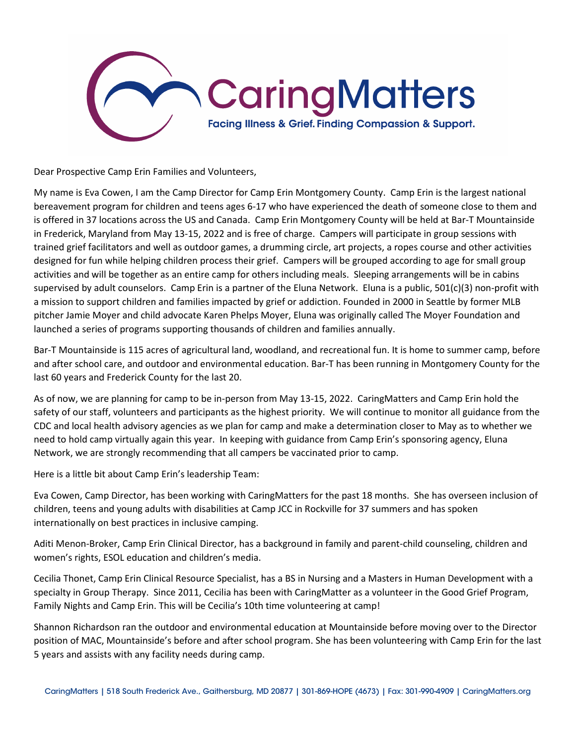CaringMatters

Facing Illness & Grief. Finding Compassion & Support.

Dear Prospective Camp Erin Families and Volunteers,

My name is Eva Cowen, I am the Camp Director for Camp Erin Montgomery County. Camp Erin is the largest national bereavement program for children and teens ages 6-17 who have experienced the death of someone close to them and is offered in 37 locations across the US and Canada. Camp Erin Montgomery County will be held at Bar-T Mountainside in Frederick, Maryland from May 13-15, 2022 and is free of charge. Campers will participate in group sessions with trained grief facilitators and well as outdoor games, a drumming circle, art projects, a ropes course and other activities designed for fun while helping children process their grief. Campers will be grouped according to age for small group activities and will be together as an entire camp for others including meals. Sleeping arrangements will be in cabins supervised by adult counselors. Camp Erin is a partner of the Eluna Network. Eluna is a public, 501(c)(3) non-profit with a mission to support children and families impacted by grief or addiction. Founded in 2000 in Seattle by former MLB pitcher Jamie Moyer and child advocate Karen Phelps Moyer, Eluna was originally called The Moyer Foundation and launched a series of programs supporting thousands of children and families annually.

Bar-T Mountainside is 115 acres of agricultural land, woodland, and recreational fun. It is home to summer camp, before and after school care, and outdoor and environmental education. Bar-T has been running in Montgomery County for the last 60 years and Frederick County for the last 20.

As of now, we are planning for camp to be in-person from May 13-15, 2022. CaringMatters and Camp Erin hold the safety of our staff, volunteers and participants as the highest priority. We will continue to monitor all guidance from the CDC and local health advisory agencies as we plan for camp and make a determination closer to May as to whether we need to hold camp virtually again this year. In keeping with guidance from Camp Erin's sponsoring agency, Eluna Network, we are strongly recommending that all campers be vaccinated prior to camp.

Here is a little bit about Camp Erin's leadership Team:

Eva Cowen, Camp Director, has been working with CaringMatters for the past 18 months. She has overseen inclusion of children, teens and young adults with disabilities at Camp JCC in Rockville for 37 summers and has spoken internationally on best practices in inclusive camping.

Aditi Menon-Broker, Camp Erin Clinical Director, has a background in family and parent-child counseling, children and women's rights, ESOL education and children's media.

Cecilia Thonet, Camp Erin Clinical Resource Specialist, has a BS in Nursing and a Masters in Human Development with a specialty in Group Therapy. Since 2011, Cecilia has been with CaringMatter as a volunteer in the Good Grief Program, Family Nights and Camp Erin. This will be Cecilia's 10th time volunteering at camp!

Shannon Richardson ran the outdoor and environmental education at Mountainside before moving over to the Director position of MAC, Mountainside's before and after school program. She has been volunteering with Camp Erin for the last 5 years and assists with any facility needs during camp.

CaringMatters | 518 South Frederick Ave., Gaithersburg, MD 20877 | 301-869-HOPE (4673) | Fax: 301-990-4909 | CaringMatters.org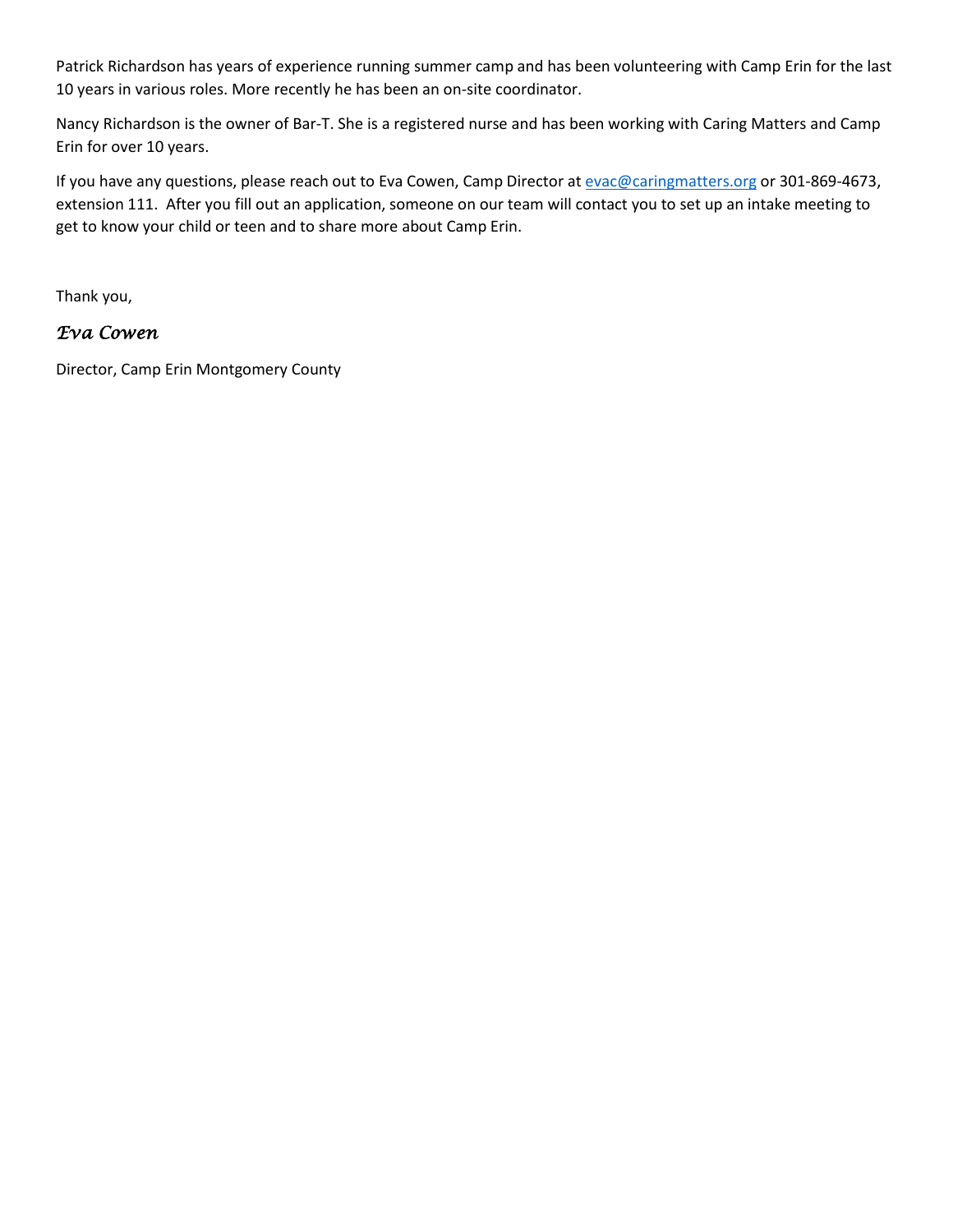Patrick Richardson has years of experience running summer camp and has been volunteering with Camp Erin for the last 10 years in various roles. More recently he has been an on-site coordinator.

Nancy Richardson is the owner of Bar-T. She is a registered nurse and has been working with Caring Matters and Camp Erin for over 10 years.

If you have any questions, please reach out to Eva Cowen, Camp Director at [evac@caringmatters.org](mailto:evac@caringmatters.org) or 301-869-4673, extension 111. After you fill out an application, someone on our team will contact you to set up an intake meeting to get to know your child or teen and to share more about Camp Erin.

Thank you,

*Eva Cowen*

Director, Camp Erin Montgomery County